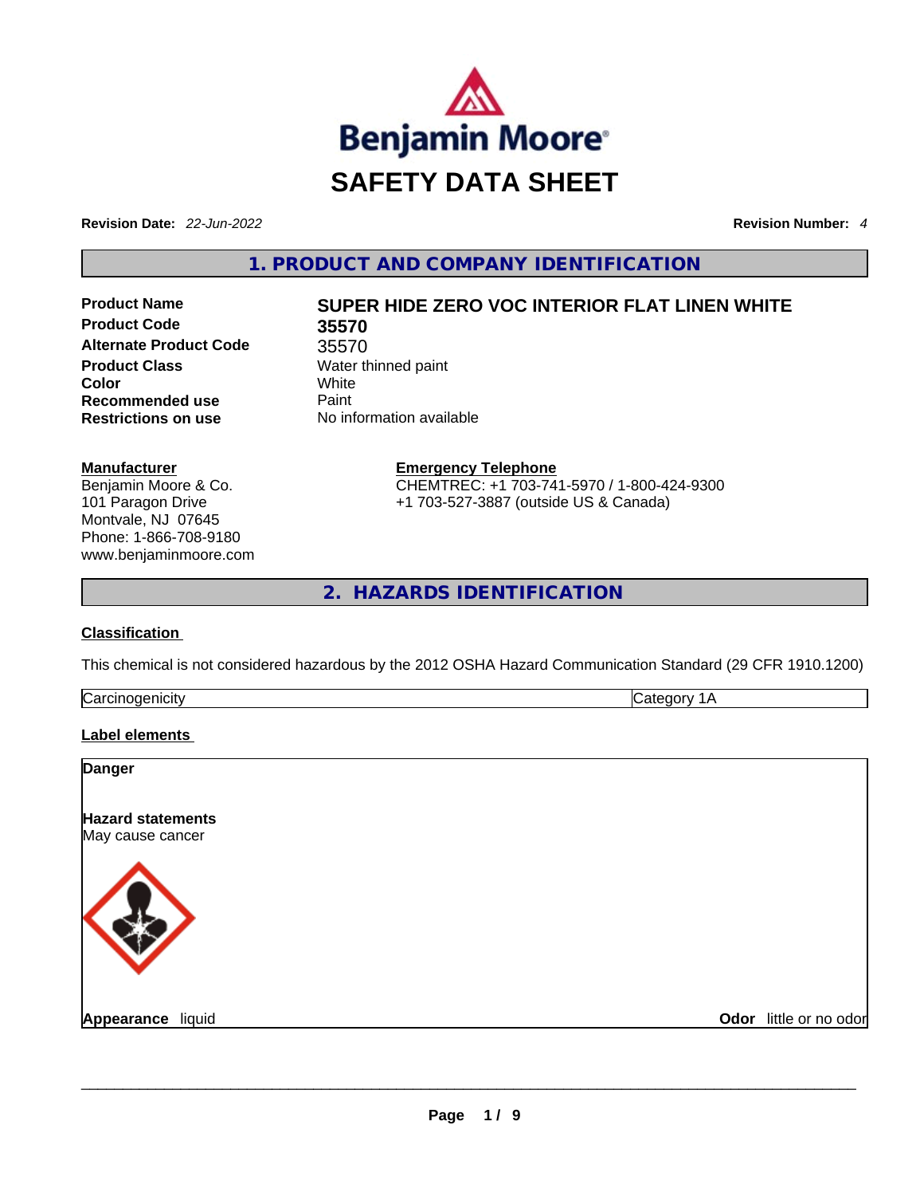# SAFETY DATA SHEET

**Revision Date:** *22-Jun-2022* **Revision Number:** *4*

## 1. PRODUCT AND COMPANY IDENTIFICATION

| | |
|---|---|
| **Product Name** | **SUPER HIDE ZERO VOC INTERIOR FLAT LINEN WHITE** |
| **Product Code** | **35570** |
| **Alternate Product Code** | 35570 |
| **Product Class** | Water thinned paint |
| **Color** | White |
| **Recommended use** | Paint |
| **Restrictions on use** | No information available |

**Manufacturer**
Benjamin Moore & Co.
101 Paragon Drive
Montvale, NJ 07645
Phone: 1-866-708-9180
www.benjaminmoore.com

**Emergency Telephone**
CHEMTREC: +1 703-741-5970 / 1-800-424-9300
+1 703-527-3887 (outside US & Canada)

## 2. HAZARDS IDENTIFICATION

### Classification

This chemical is not considered hazardous by the 2012 OSHA Hazard Communication Standard (29 CFR 1910.1200)

| | |
|---|---|
| Carcinogenicity | Category 1A |

### Label elements

**Danger**

**Hazard statements**
May cause cancer

**Appearance** liquid **Odor** little or no odor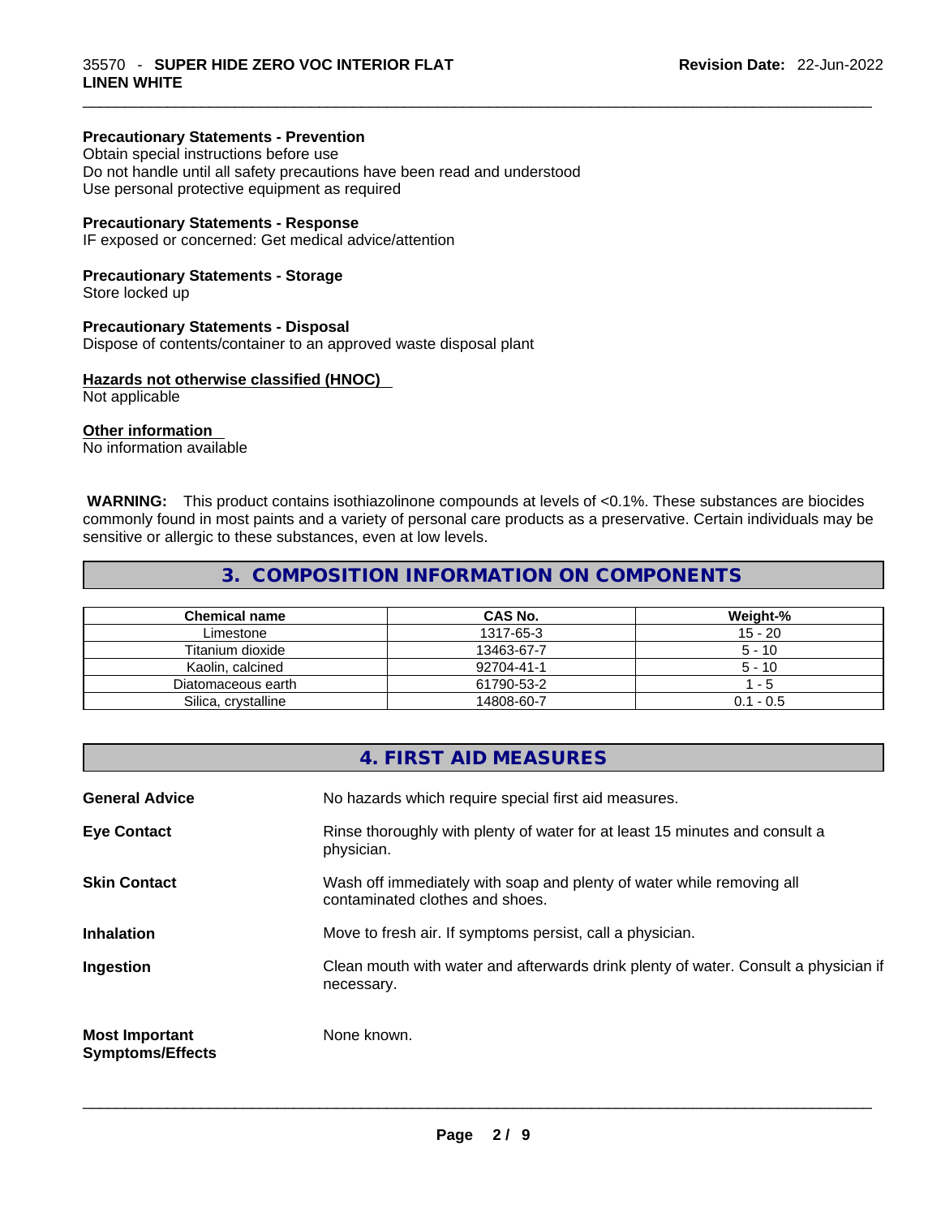**Precautionary Statements - Prevention**
Obtain special instructions before use
Do not handle until all safety precautions have been read and understood
Use personal protective equipment as required

**Precautionary Statements - Response**
IF exposed or concerned: Get medical advice/attention

**Precautionary Statements - Storage**
Store locked up

**Precautionary Statements - Disposal**
Dispose of contents/container to an approved waste disposal plant

**Hazards not otherwise classified (HNOC)**
Not applicable

**Other information**
No information available

**WARNING:** This product contains isothiazolinone compounds at levels of <0.1%. These substances are biocides commonly found in most paints and a variety of personal care products as a preservative. Certain individuals may be sensitive or allergic to these substances, even at low levels.

## 3. COMPOSITION INFORMATION ON COMPONENTS

| Chemical name | CAS No. | Weight-% |
|---|---|---|
| Limestone | 1317-65-3 | 15 - 20 |
| Titanium dioxide | 13463-67-7 | 5 - 10 |
| Kaolin, calcined | 92704-41-1 | 5 - 10 |
| Diatomaceous earth | 61790-53-2 | 1 - 5 |
| Silica, crystalline | 14808-60-7 | 0.1 - 0.5 |

## 4. FIRST AID MEASURES

**General Advice** No hazards which require special first aid measures.

**Eye Contact** Rinse thoroughly with plenty of water for at least 15 minutes and consult a physician.

**Skin Contact** Wash off immediately with soap and plenty of water while removing all contaminated clothes and shoes.

**Inhalation** Move to fresh air. If symptoms persist, call a physician.

**Ingestion** Clean mouth with water and afterwards drink plenty of water. Consult a physician if necessary.

**Most Important Symptoms/Effects** None known.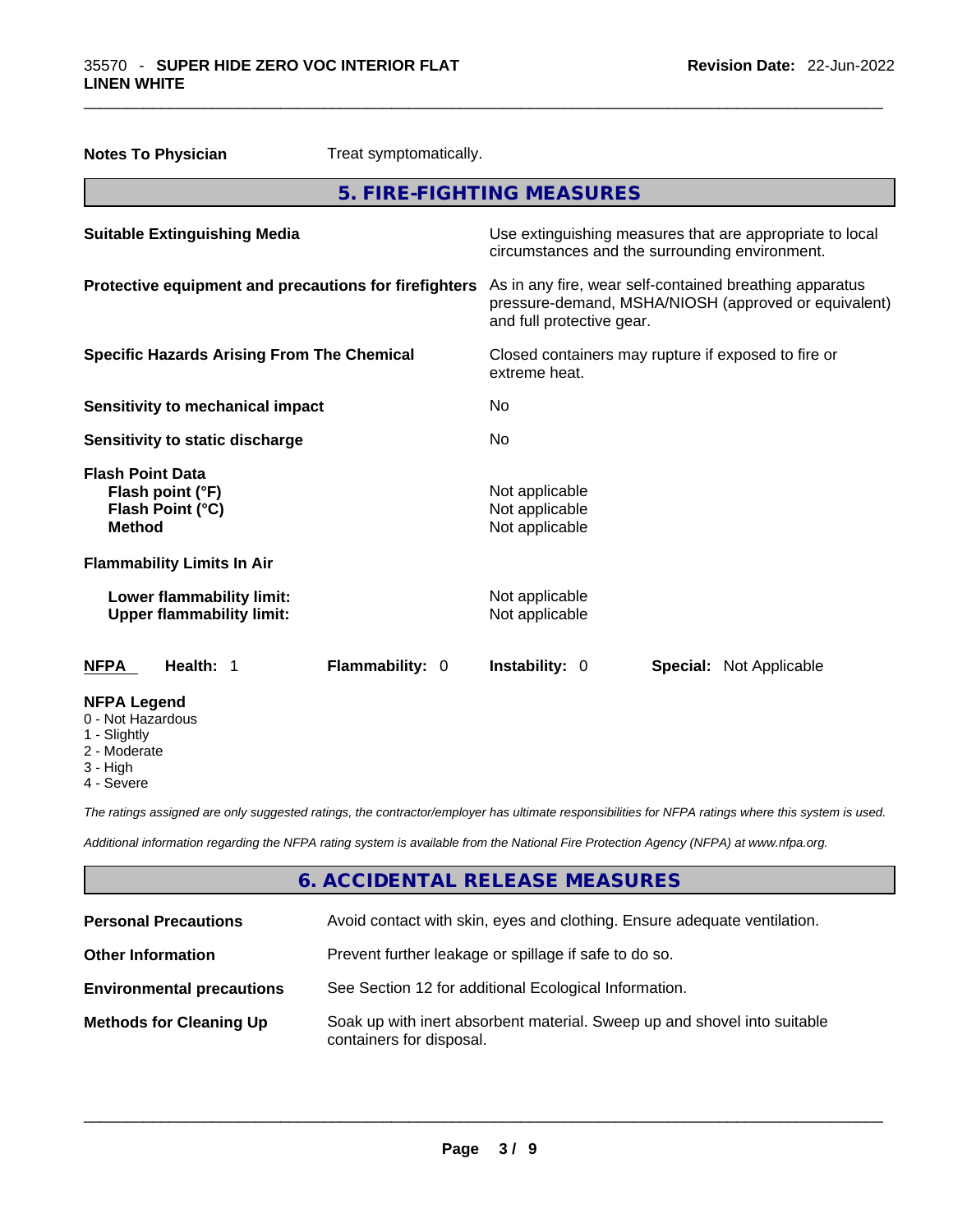**Notes To Physician** Treat symptomatically.

## 5. FIRE-FIGHTING MEASURES

**Suitable Extinguishing Media**
Use extinguishing measures that are appropriate to local circumstances and the surrounding environment.

**Protective equipment and precautions for firefighters**
As in any fire, wear self-contained breathing apparatus pressure-demand, MSHA/NIOSH (approved or equivalent) and full protective gear.

**Specific Hazards Arising From The Chemical**
Closed containers may rupture if exposed to fire or extreme heat.

**Sensitivity to mechanical impact** No

**Sensitivity to static discharge** No

**Flash Point Data**
**Flash point (°F)** Not applicable
**Flash Point (°C)** Not applicable
**Method** Not applicable

**Flammability Limits In Air**

**Lower flammability limit:** Not applicable
**Upper flammability limit:** Not applicable

| **NFPA** | **Health:** 1 | **Flammability:** 0 | **Instability:** 0 | **Special:** Not Applicable |
|---|---|---|---|---|

**NFPA Legend**
0 - Not Hazardous
1 - Slightly
2 - Moderate
3 - High
4 - Severe

*The ratings assigned are only suggested ratings, the contractor/employer has ultimate responsibilities for NFPA ratings where this system is used.*

*Additional information regarding the NFPA rating system is available from the National Fire Protection Agency (NFPA) at www.nfpa.org.*

## 6. ACCIDENTAL RELEASE MEASURES

**Personal Precautions** Avoid contact with skin, eyes and clothing. Ensure adequate ventilation.

**Other Information** Prevent further leakage or spillage if safe to do so.

**Environmental precautions** See Section 12 for additional Ecological Information.

**Methods for Cleaning Up** Soak up with inert absorbent material. Sweep up and shovel into suitable containers for disposal.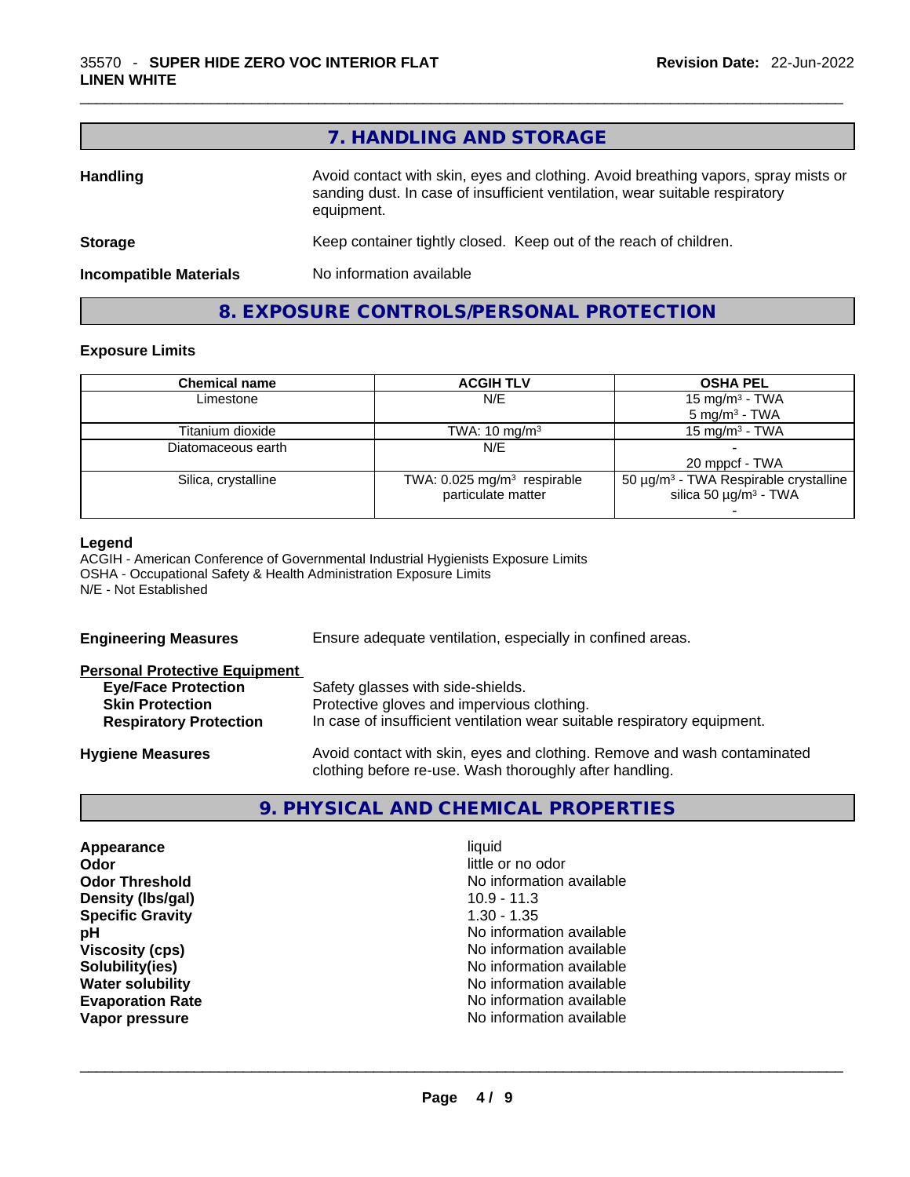## 7. HANDLING AND STORAGE

**Handling**
Avoid contact with skin, eyes and clothing. Avoid breathing vapors, spray mists or sanding dust. In case of insufficient ventilation, wear suitable respiratory equipment.

**Storage**
Keep container tightly closed. Keep out of the reach of children.

**Incompatible Materials**
No information available

## 8. EXPOSURE CONTROLS/PERSONAL PROTECTION

### Exposure Limits

| Chemical name | ACGIH TLV | OSHA PEL |
|---|---|---|
| Limestone | N/E | 15 mg/m³ - TWA<br>5 mg/m³ - TWA |
| Titanium dioxide | TWA: 10 mg/m³ | 15 mg/m³ - TWA |
| Diatomaceous earth | N/E | -<br>20 mppcf - TWA |
| Silica, crystalline | TWA: 0.025 mg/m³ respirable particulate matter | 50 µg/m³ - TWA Respirable crystalline silica 50 µg/m³ - TWA<br>- |

**Legend**
ACGIH - American Conference of Governmental Industrial Hygienists Exposure Limits
OSHA - Occupational Safety & Health Administration Exposure Limits
N/E - Not Established

**Engineering Measures**
Ensure adequate ventilation, especially in confined areas.

**Personal Protective Equipment**

- **Eye/Face Protection**: Safety glasses with side-shields.
- **Skin Protection**: Protective gloves and impervious clothing.
- **Respiratory Protection**: In case of insufficient ventilation wear suitable respiratory equipment.

**Hygiene Measures**
Avoid contact with skin, eyes and clothing. Remove and wash contaminated clothing before re-use. Wash thoroughly after handling.

## 9. PHYSICAL AND CHEMICAL PROPERTIES

| | |
|---|---|
| **Appearance** | liquid |
| **Odor** | little or no odor |
| **Odor Threshold** | No information available |
| **Density (lbs/gal)** | 10.9 - 11.3 |
| **Specific Gravity** | 1.30 - 1.35 |
| **pH** | No information available |
| **Viscosity (cps)** | No information available |
| **Solubility(ies)** | No information available |
| **Water solubility** | No information available |
| **Evaporation Rate** | No information available |
| **Vapor pressure** | No information available |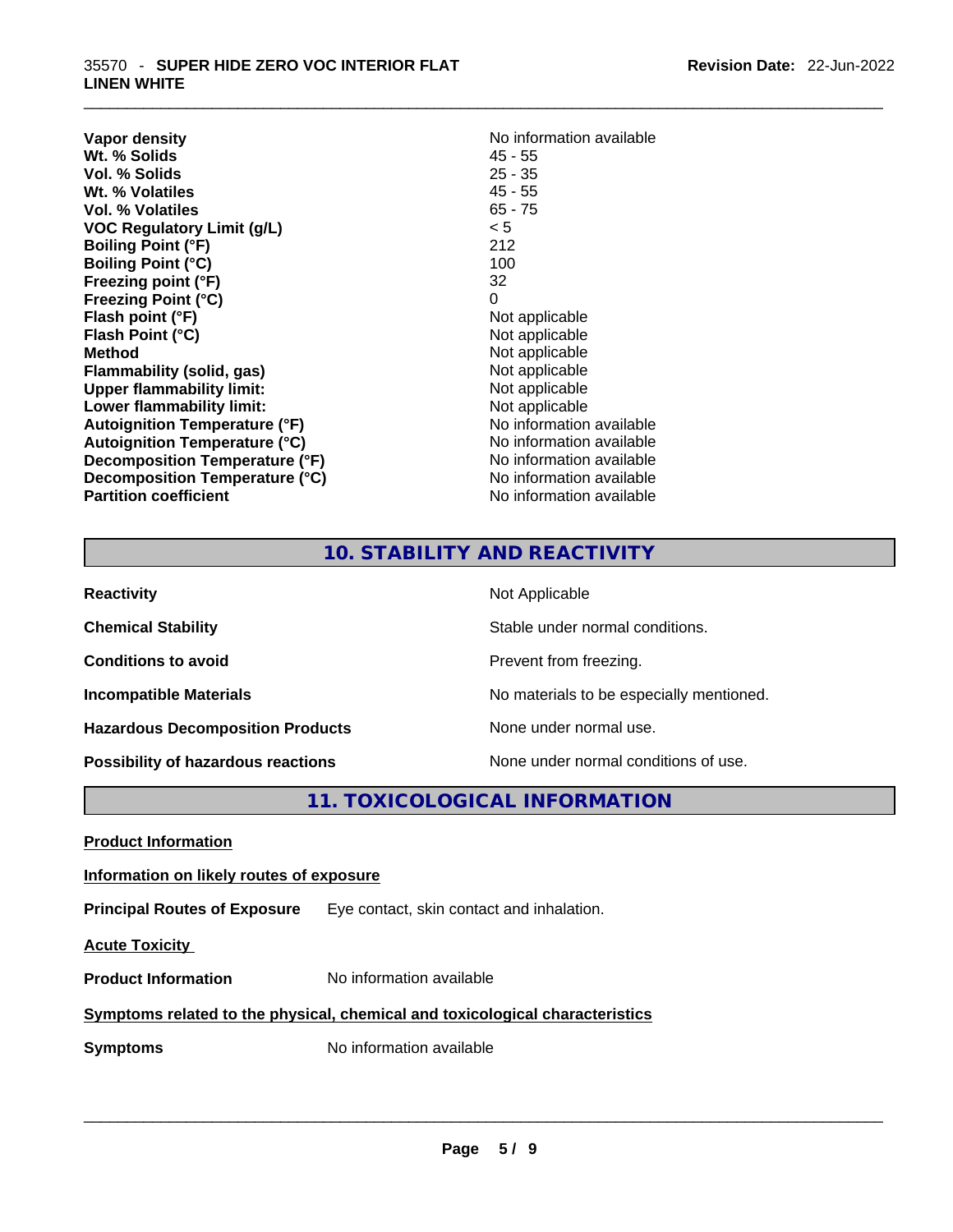| | |
|---|---|
| **Vapor density** | No information available |
| **Wt. % Solids** | 45 - 55 |
| **Vol. % Solids** | 25 - 35 |
| **Wt. % Volatiles** | 45 - 55 |
| **Vol. % Volatiles** | 65 - 75 |
| **VOC Regulatory Limit (g/L)** | < 5 |
| **Boiling Point (°F)** | 212 |
| **Boiling Point (°C)** | 100 |
| **Freezing point (°F)** | 32 |
| **Freezing Point (°C)** | 0 |
| **Flash point (°F)** | Not applicable |
| **Flash Point (°C)** | Not applicable |
| **Method** | Not applicable |
| **Flammability (solid, gas)** | Not applicable |
| **Upper flammability limit:** | Not applicable |
| **Lower flammability limit:** | Not applicable |
| **Autoignition Temperature (°F)** | No information available |
| **Autoignition Temperature (°C)** | No information available |
| **Decomposition Temperature (°F)** | No information available |
| **Decomposition Temperature (°C)** | No information available |
| **Partition coefficient** | No information available |

## 10. STABILITY AND REACTIVITY

| | |
|---|---|
| **Reactivity** | Not Applicable |
| **Chemical Stability** | Stable under normal conditions. |
| **Conditions to avoid** | Prevent from freezing. |
| **Incompatible Materials** | No materials to be especially mentioned. |
| **Hazardous Decomposition Products** | None under normal use. |
| **Possibility of hazardous reactions** | None under normal conditions of use. |

## 11. TOXICOLOGICAL INFORMATION

**Product Information**

**Information on likely routes of exposure**

**Principal Routes of Exposure** Eye contact, skin contact and inhalation.

**Acute Toxicity**

**Product Information** No information available

**Symptoms related to the physical, chemical and toxicological characteristics**

**Symptoms** No information available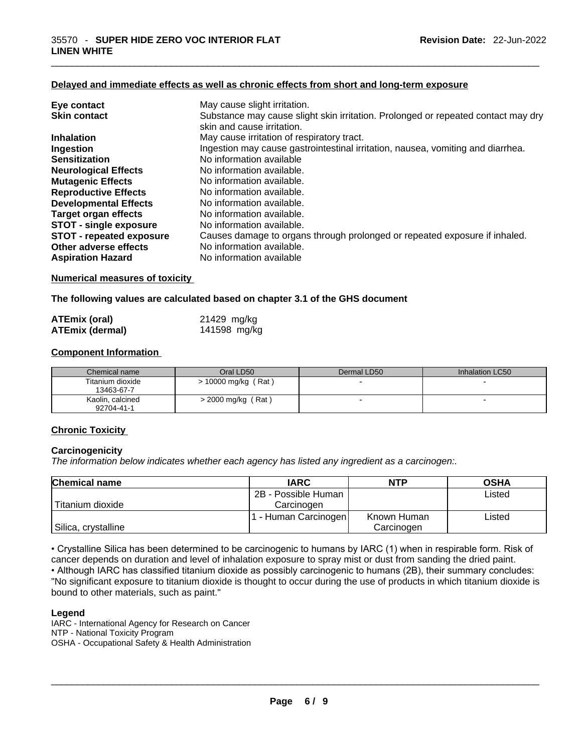#### Delayed and immediate effects as well as chronic effects from short and long-term exposure

| | |
|---|---|
| **Eye contact** | May cause slight irritation. |
| **Skin contact** | Substance may cause slight skin irritation. Prolonged or repeated contact may dry skin and cause irritation. |
| **Inhalation** | May cause irritation of respiratory tract. |
| **Ingestion** | Ingestion may cause gastrointestinal irritation, nausea, vomiting and diarrhea. |
| **Sensitization** | No information available |
| **Neurological Effects** | No information available. |
| **Mutagenic Effects** | No information available. |
| **Reproductive Effects** | No information available. |
| **Developmental Effects** | No information available. |
| **Target organ effects** | No information available. |
| **STOT - single exposure** | No information available. |
| **STOT - repeated exposure** | Causes damage to organs through prolonged or repeated exposure if inhaled. |
| **Other adverse effects** | No information available. |
| **Aspiration Hazard** | No information available |

#### Numerical measures of toxicity

**The following values are calculated based on chapter 3.1 of the GHS document**

| | |
|---|---|
| **ATEmix (oral)** | 21429 mg/kg |
| **ATEmix (dermal)** | 141598 mg/kg |

#### Component Information

| Chemical name | Oral LD50 | Dermal LD50 | Inhalation LC50 |
|---|---|---|---|
| Titanium dioxide 13463-67-7 | > 10000 mg/kg ( Rat ) | - | - |
| Kaolin, calcined 92704-41-1 | > 2000 mg/kg ( Rat ) | - | - |

#### Chronic Toxicity

**Carcinogenicity**

*The information below indicates whether each agency has listed any ingredient as a carcinogen:.*

| Chemical name | IARC | NTP | OSHA |
|---|---|---|---|
| Titanium dioxide | 2B - Possible Human Carcinogen | | Listed |
| Silica, crystalline | 1 - Human Carcinogen | Known Human Carcinogen | Listed |

• Crystalline Silica has been determined to be carcinogenic to humans by IARC (1) when in respirable form. Risk of cancer depends on duration and level of inhalation exposure to spray mist or dust from sanding the dried paint.
• Although IARC has classified titanium dioxide as possibly carcinogenic to humans (2B), their summary concludes: "No significant exposure to titanium dioxide is thought to occur during the use of products in which titanium dioxide is bound to other materials, such as paint."

**Legend**

IARC - International Agency for Research on Cancer
NTP - National Toxicity Program
OSHA - Occupational Safety & Health Administration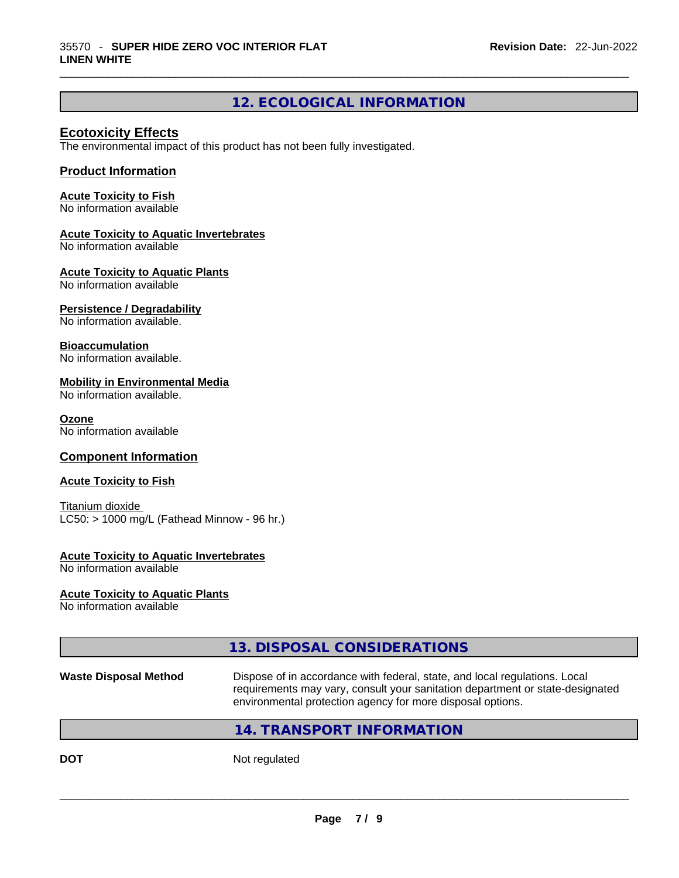## 12. ECOLOGICAL INFORMATION

### Ecotoxicity Effects

The environmental impact of this product has not been fully investigated.

### Product Information

**Acute Toxicity to Fish**
No information available

**Acute Toxicity to Aquatic Invertebrates**
No information available

**Acute Toxicity to Aquatic Plants**
No information available

**Persistence / Degradability**
No information available.

**Bioaccumulation**
No information available.

**Mobility in Environmental Media**
No information available.

**Ozone**
No information available

### Component Information

**Acute Toxicity to Fish**

Titanium dioxide
LC50: > 1000 mg/L (Fathead Minnow - 96 hr.)

**Acute Toxicity to Aquatic Invertebrates**
No information available

**Acute Toxicity to Aquatic Plants**
No information available

## 13. DISPOSAL CONSIDERATIONS

**Waste Disposal Method** Dispose of in accordance with federal, state, and local regulations. Local requirements may vary, consult your sanitation department or state-designated environmental protection agency for more disposal options.

## 14. TRANSPORT INFORMATION

**DOT** Not regulated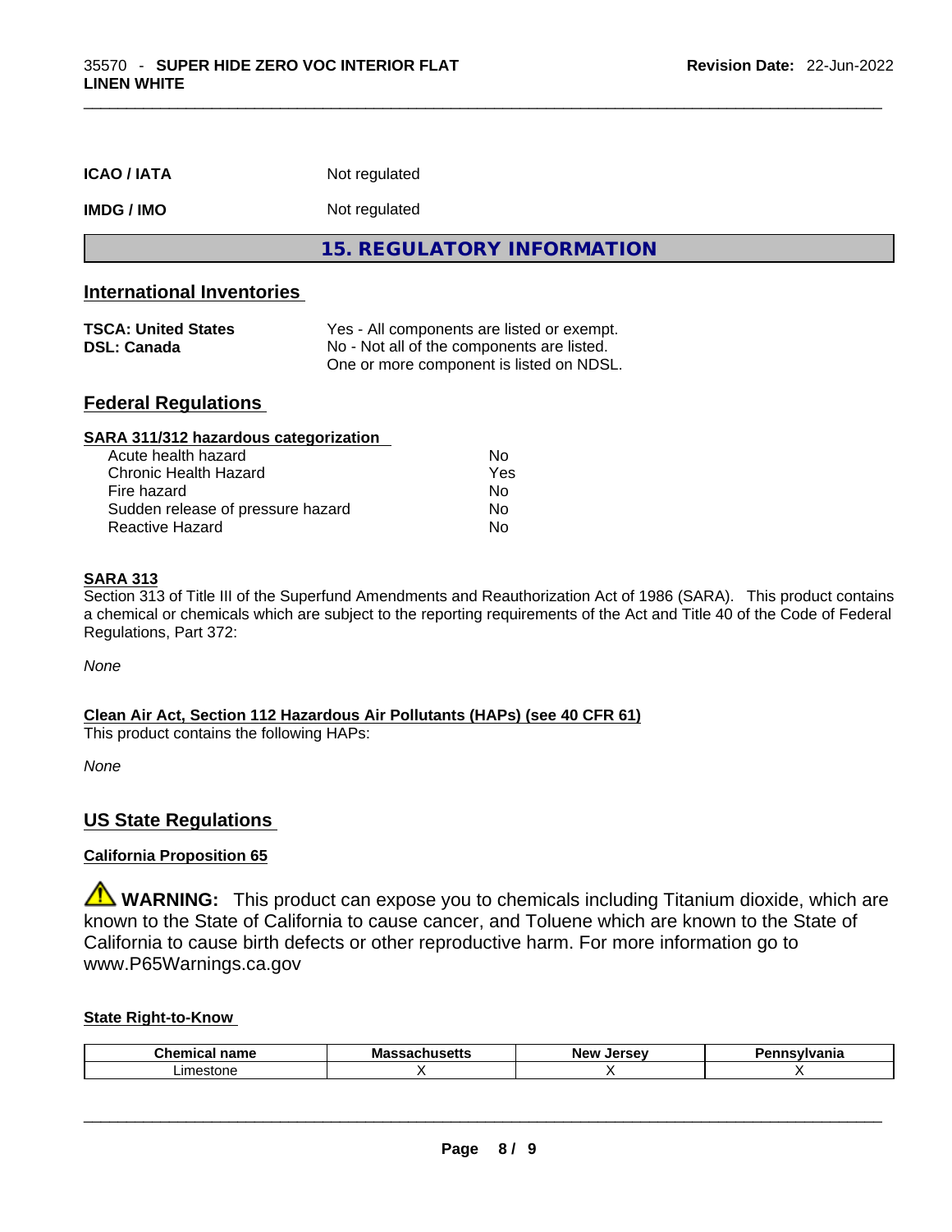**ICAO / IATA** Not regulated

**IMDG / IMO** Not regulated

## 15. REGULATORY INFORMATION

### International Inventories

| | |
|---|---|
| **TSCA: United States** | Yes - All components are listed or exempt. |
| **DSL: Canada** | No - Not all of the components are listed. One or more component is listed on NDSL. |

### Federal Regulations

**SARA 311/312 hazardous categorization**

| | |
|---|---|
| Acute health hazard | No |
| Chronic Health Hazard | Yes |
| Fire hazard | No |
| Sudden release of pressure hazard | No |
| Reactive Hazard | No |

**SARA 313**

Section 313 of Title III of the Superfund Amendments and Reauthorization Act of 1986 (SARA). This product contains a chemical or chemicals which are subject to the reporting requirements of the Act and Title 40 of the Code of Federal Regulations, Part 372:

*None*

**Clean Air Act, Section 112 Hazardous Air Pollutants (HAPs) (see 40 CFR 61)**

This product contains the following HAPs:

*None*

### US State Regulations

**California Proposition 65**

⚠ **WARNING:** This product can expose you to chemicals including Titanium dioxide, which are known to the State of California to cause cancer, and Toluene which are known to the State of California to cause birth defects or other reproductive harm. For more information go to www.P65Warnings.ca.gov

**State Right-to-Know**

| Chemical name | Massachusetts | New Jersey | Pennsylvania |
|---|---|---|---|
| Limestone | X | X | X |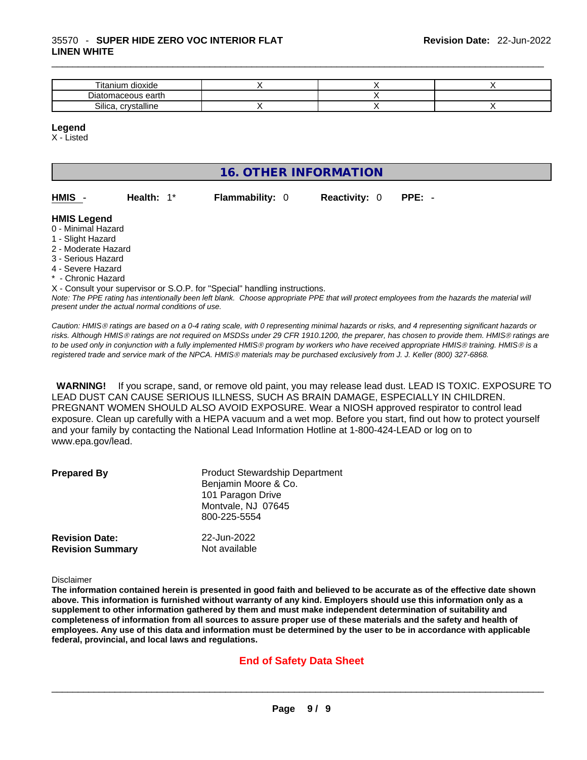| | | | |
|---|---|---|---|
| Titanium dioxide | X | X | X |
| Diatomaceous earth | | X | |
| Silica, crystalline | X | X | X |

**Legend**
X - Listed

## 16. OTHER INFORMATION

**HMIS** - **Health:** 1* **Flammability:** 0 **Reactivity:** 0 **PPE:** -

**HMIS Legend**
0 - Minimal Hazard
1 - Slight Hazard
2 - Moderate Hazard
3 - Serious Hazard
4 - Severe Hazard
* - Chronic Hazard
X - Consult your supervisor or S.O.P. for "Special" handling instructions.

*Note: The PPE rating has intentionally been left blank. Choose appropriate PPE that will protect employees from the hazards the material will present under the actual normal conditions of use.*

*Caution: HMIS® ratings are based on a 0-4 rating scale, with 0 representing minimal hazards or risks, and 4 representing significant hazards or risks. Although HMIS® ratings are not required on MSDSs under 29 CFR 1910.1200, the preparer, has chosen to provide them. HMIS® ratings are to be used only in conjunction with a fully implemented HMIS® program by workers who have received appropriate HMIS® training. HMIS® is a registered trade and service mark of the NPCA. HMIS® materials may be purchased exclusively from J. J. Keller (800) 327-6868.*

**WARNING!** If you scrape, sand, or remove old paint, you may release lead dust. LEAD IS TOXIC. EXPOSURE TO LEAD DUST CAN CAUSE SERIOUS ILLNESS, SUCH AS BRAIN DAMAGE, ESPECIALLY IN CHILDREN. PREGNANT WOMEN SHOULD ALSO AVOID EXPOSURE. Wear a NIOSH approved respirator to control lead exposure. Clean up carefully with a HEPA vacuum and a wet mop. Before you start, find out how to protect yourself and your family by contacting the National Lead Information Hotline at 1-800-424-LEAD or log on to www.epa.gov/lead.

**Prepared By** Product Stewardship Department
Benjamin Moore & Co.
101 Paragon Drive
Montvale, NJ 07645
800-225-5554

**Revision Date:** 22-Jun-2022
**Revision Summary** Not available

Disclaimer
**The information contained herein is presented in good faith and believed to be accurate as of the effective date shown above. This information is furnished without warranty of any kind. Employers should use this information only as a supplement to other information gathered by them and must make independent determination of suitability and completeness of information from all sources to assure proper use of these materials and the safety and health of employees. Any use of this data and information must be determined by the user to be in accordance with applicable federal, provincial, and local laws and regulations.**

**End of Safety Data Sheet**